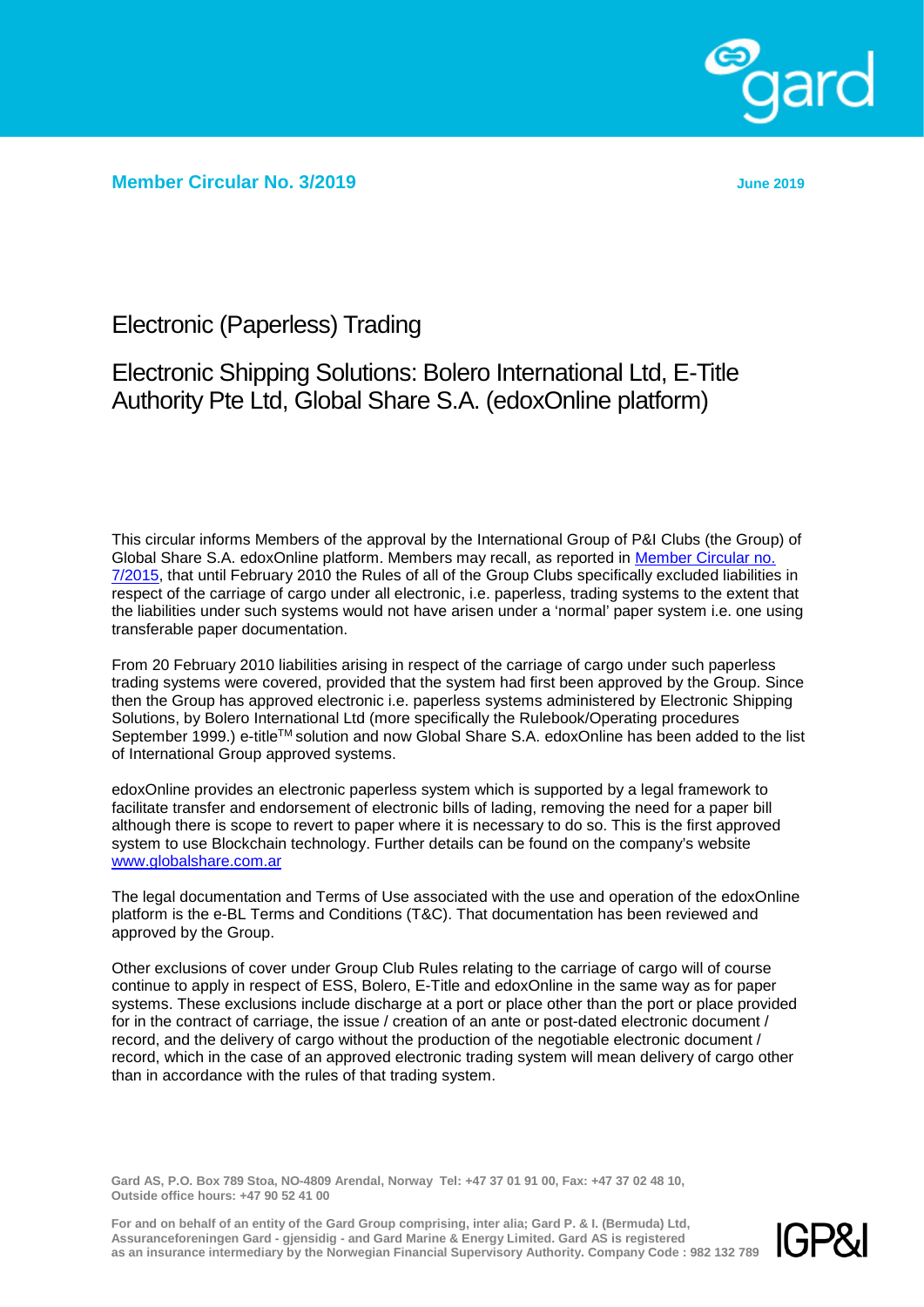**Member Circular No. 3/2019** **June 2019**

# Electronic (Paperless) Trading

## Electronic Shipping Solutions: Bolero International Ltd, E-Title Authority Pte Ltd, Global Share S.A. (edoxOnline platform)

This circular informs Members of the approval by the International Group of P&I Clubs (the Group) of Global Share S.A. edoxOnline platform. Members may recall, as reported in [Member Circular no. 7/2015](), that until February 2010 the Rules of all of the Group Clubs specifically excluded liabilities in respect of the carriage of cargo under all electronic, i.e. paperless, trading systems to the extent that the liabilities under such systems would not have arisen under a 'normal' paper system i.e. one using transferable paper documentation.

From 20 February 2010 liabilities arising in respect of the carriage of cargo under such paperless trading systems were covered, provided that the system had first been approved by the Group. Since then the Group has approved electronic i.e. paperless systems administered by Electronic Shipping Solutions, by Bolero International Ltd (more specifically the Rulebook/Operating procedures September 1999.) e-title[TM] solution and now Global Share S.A. edoxOnline has been added to the list of International Group approved systems.

edoxOnline provides an electronic paperless system which is supported by a legal framework to facilitate transfer and endorsement of electronic bills of lading, removing the need for a paper bill although there is scope to revert to paper where it is necessary to do so. This is the first approved system to use Blockchain technology. Further details can be found on the company's website [www.globalshare.com.ar](www.globalshare.com.ar)

The legal documentation and Terms of Use associated with the use and operation of the edoxOnline platform is the e-BL Terms and Conditions (T&C). That documentation has been reviewed and approved by the Group.

Other exclusions of cover under Group Club Rules relating to the carriage of cargo will of course continue to apply in respect of ESS, Bolero, E-Title and edoxOnline in the same way as for paper systems. These exclusions include discharge at a port or place other than the port or place provided for in the contract of carriage, the issue / creation of an ante or post-dated electronic document / record, and the delivery of cargo without the production of the negotiable electronic document / record, which in the case of an approved electronic trading system will mean delivery of cargo other than in accordance with the rules of that trading system.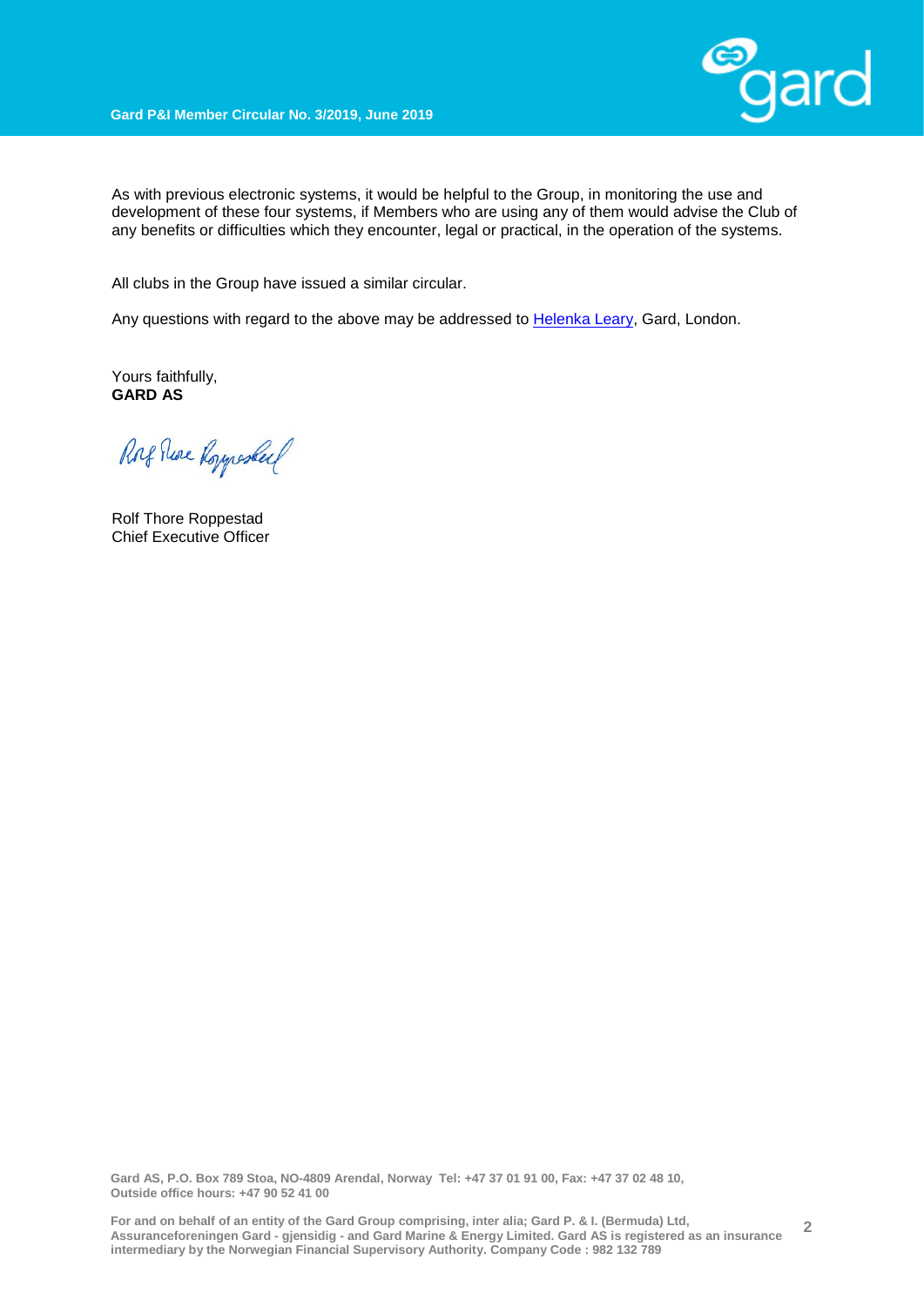As with previous electronic systems, it would be helpful to the Group, in monitoring the use and development of these four systems, if Members who are using any of them would advise the Club of any benefits or difficulties which they encounter, legal or practical, in the operation of the systems.

All clubs in the Group have issued a similar circular.

Any questions with regard to the above may be addressed to Helenka Leary, Gard, London.

Yours faithfully,
**GARD AS**

Rolf Thore Roppestad
Chief Executive Officer

**Gard AS, P.O. Box 789 Stoa, NO-4809 Arendal, Norway Tel: +47 37 01 91 00, Fax: +47 37 02 48 10, Outside office hours: +47 90 52 41 00**

**For and on behalf of an entity of the Gard Group comprising, inter alia; Gard P. & I. (Bermuda) Ltd, Assuranceforeningen Gard - gjensidig - and Gard Marine & Energy Limited. Gard AS is registered as an insurance intermediary by the Norwegian Financial Supervisory Authority. Company Code : 982 132 789**